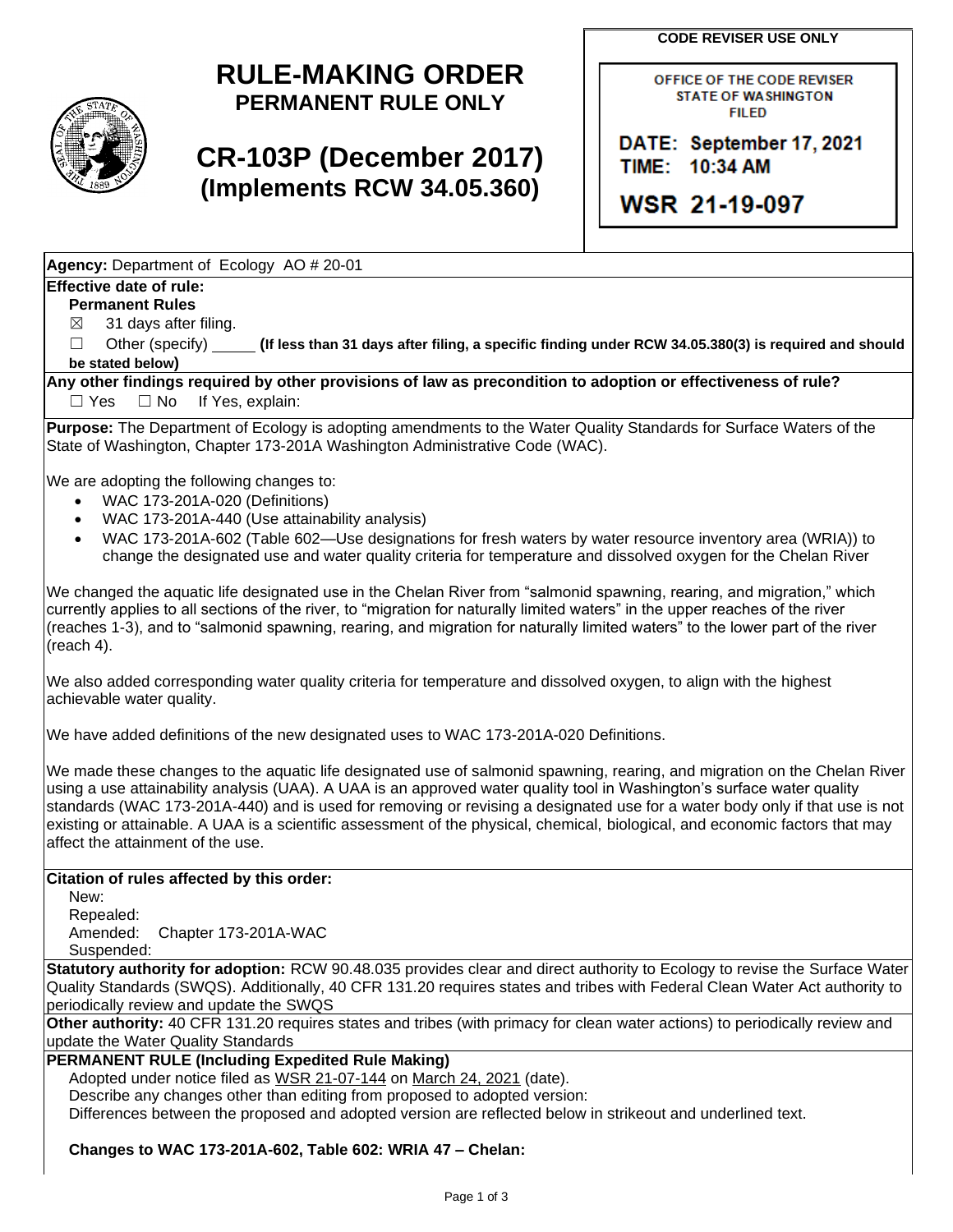# RULE-MAKING ORDER
## PERMANENT RULE ONLY

## CR-103P (December 2017)
## (Implements RCW 34.05.360)

**CODE REVISER USE ONLY**

OFFICE OF THE CODE REVISER
STATE OF WASHINGTON
FILED

DATE: September 17, 2021
TIME: 10:34 AM

WSR 21-19-097

**Agency:** Department of Ecology AO # 20-01

**Effective date of rule:**

**Permanent Rules**

☒ 31 days after filing.

☐ Other (specify) _____ **(If less than 31 days after filing, a specific finding under RCW 34.05.380(3) is required and should be stated below)**

**Any other findings required by other provisions of law as precondition to adoption or effectiveness of rule?**

☐ Yes ☐ No If Yes, explain:

**Purpose:** The Department of Ecology is adopting amendments to the Water Quality Standards for Surface Waters of the State of Washington, Chapter 173-201A Washington Administrative Code (WAC).

We are adopting the following changes to:

- WAC 173-201A-020 (Definitions)
- WAC 173-201A-440 (Use attainability analysis)
- WAC 173-201A-602 (Table 602—Use designations for fresh waters by water resource inventory area (WRIA)) to change the designated use and water quality criteria for temperature and dissolved oxygen for the Chelan River

We changed the aquatic life designated use in the Chelan River from "salmonid spawning, rearing, and migration," which currently applies to all sections of the river, to "migration for naturally limited waters" in the upper reaches of the river (reaches 1-3), and to "salmonid spawning, rearing, and migration for naturally limited waters" to the lower part of the river (reach 4).

We also added corresponding water quality criteria for temperature and dissolved oxygen, to align with the highest achievable water quality.

We have added definitions of the new designated uses to WAC 173-201A-020 Definitions.

We made these changes to the aquatic life designated use of salmonid spawning, rearing, and migration on the Chelan River using a use attainability analysis (UAA). A UAA is an approved water quality tool in Washington's surface water quality standards (WAC 173-201A-440) and is used for removing or revising a designated use for a water body only if that use is not existing or attainable. A UAA is a scientific assessment of the physical, chemical, biological, and economic factors that may affect the attainment of the use.

**Citation of rules affected by this order:**

New:
Repealed:
Amended: Chapter 173-201A-WAC
Suspended:

**Statutory authority for adoption:** RCW 90.48.035 provides clear and direct authority to Ecology to revise the Surface Water Quality Standards (SWQS). Additionally, 40 CFR 131.20 requires states and tribes with Federal Clean Water Act authority to periodically review and update the SWQS

**Other authority:** 40 CFR 131.20 requires states and tribes (with primacy for clean water actions) to periodically review and update the Water Quality Standards

**PERMANENT RULE (Including Expedited Rule Making)**

Adopted under notice filed as WSR 21-07-144 on March 24, 2021 (date).

Describe any changes other than editing from proposed to adopted version:

Differences between the proposed and adopted version are reflected below in strikeout and underlined text.

**Changes to WAC 173-201A-602, Table 602: WRIA 47 – Chelan:**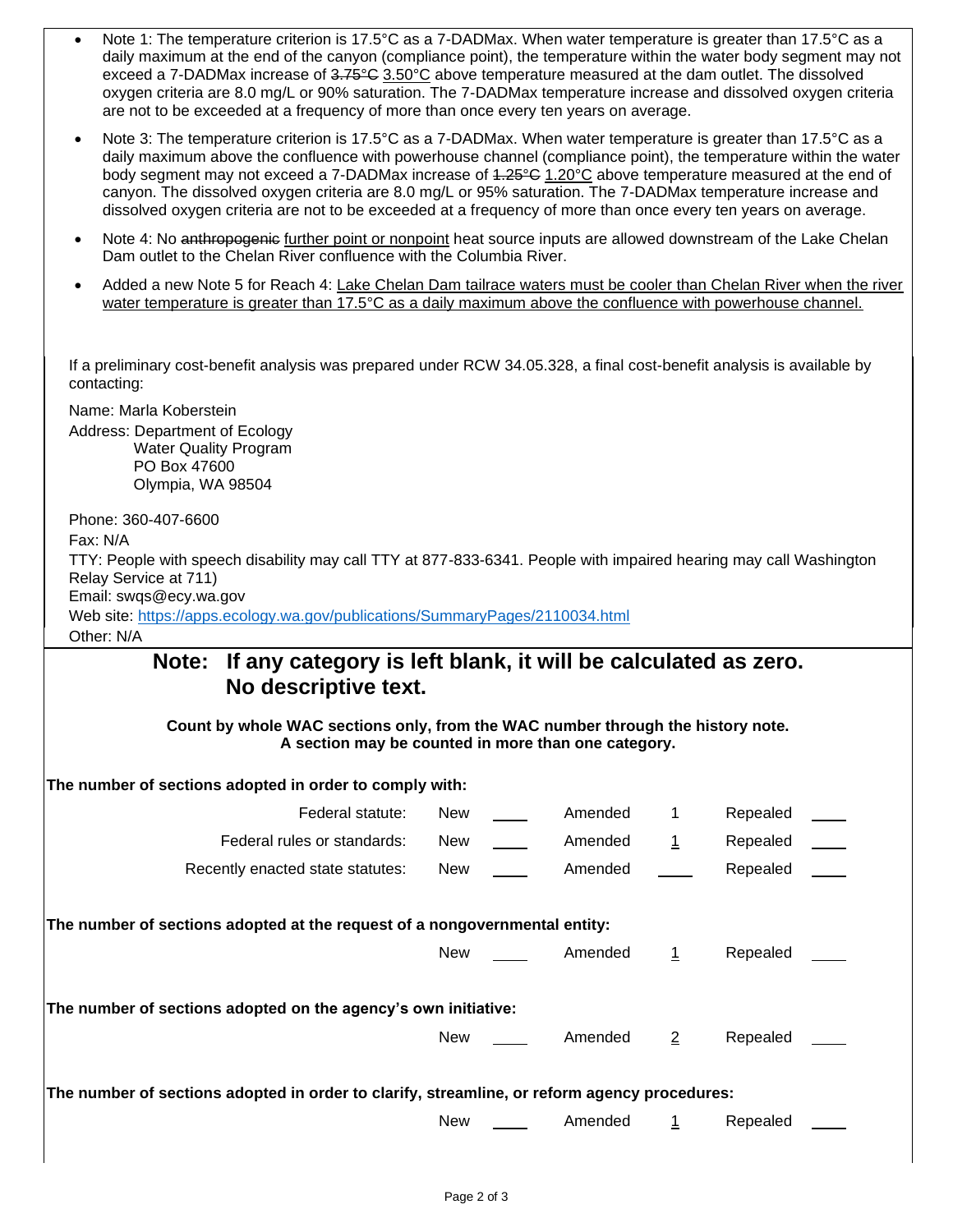- Note 1: The temperature criterion is 17.5°C as a 7-DADMax. When water temperature is greater than 17.5°C as a daily maximum at the end of the canyon (compliance point), the temperature within the water body segment may not exceed a 7-DADMax increase of ~~3.75°C~~ <u>3.50°C</u> above temperature measured at the dam outlet. The dissolved oxygen criteria are 8.0 mg/L or 90% saturation. The 7-DADMax temperature increase and dissolved oxygen criteria are not to be exceeded at a frequency of more than once every ten years on average.
- Note 3: The temperature criterion is 17.5°C as a 7-DADMax. When water temperature is greater than 17.5°C as a daily maximum above the confluence with powerhouse channel (compliance point), the temperature within the water body segment may not exceed a 7-DADMax increase of ~~1.25°C~~ <u>1.20°C</u> above temperature measured at the end of canyon. The dissolved oxygen criteria are 8.0 mg/L or 95% saturation. The 7-DADMax temperature increase and dissolved oxygen criteria are not to be exceeded at a frequency of more than once every ten years on average.
- Note 4: No ~~anthropogenic~~ <u>further point or nonpoint</u> heat source inputs are allowed downstream of the Lake Chelan Dam outlet to the Chelan River confluence with the Columbia River.
- Added a new Note 5 for Reach 4: <u>Lake Chelan Dam tailrace waters must be cooler than Chelan River when the river water temperature is greater than 17.5°C as a daily maximum above the confluence with powerhouse channel.</u>

If a preliminary cost-benefit analysis was prepared under RCW 34.05.328, a final cost-benefit analysis is available by contacting:

Name: Marla Koberstein

Address: Department of Ecology
Water Quality Program
PO Box 47600
Olympia, WA 98504

Phone: 360-407-6600

Fax: N/A

TTY: People with speech disability may call TTY at 877-833-6341. People with impaired hearing may call Washington Relay Service at 711)

Email: swqs@ecy.wa.gov

Web site: https://apps.ecology.wa.gov/publications/SummaryPages/2110034.html

Other: N/A

**Note: If any category is left blank, it will be calculated as zero. No descriptive text.**

**Count by whole WAC sections only, from the WAC number through the history note. A section may be counted in more than one category.**

**The number of sections adopted in order to comply with:**

| | New | | Amended | | Repealed | |
|---|---|---|---|---|---|---|
| Federal statute: | New | ____ | Amended | 1 | Repealed | ____ |
| Federal rules or standards: | New | ____ | Amended | 1 | Repealed | ____ |
| Recently enacted state statutes: | New | ____ | Amended | ____ | Repealed | ____ |

**The number of sections adopted at the request of a nongovernmental entity:**

New ____ Amended 1 Repealed ____

**The number of sections adopted on the agency's own initiative:**

New ____ Amended 2 Repealed ____

**The number of sections adopted in order to clarify, streamline, or reform agency procedures:**

New ____ Amended 1 Repealed ____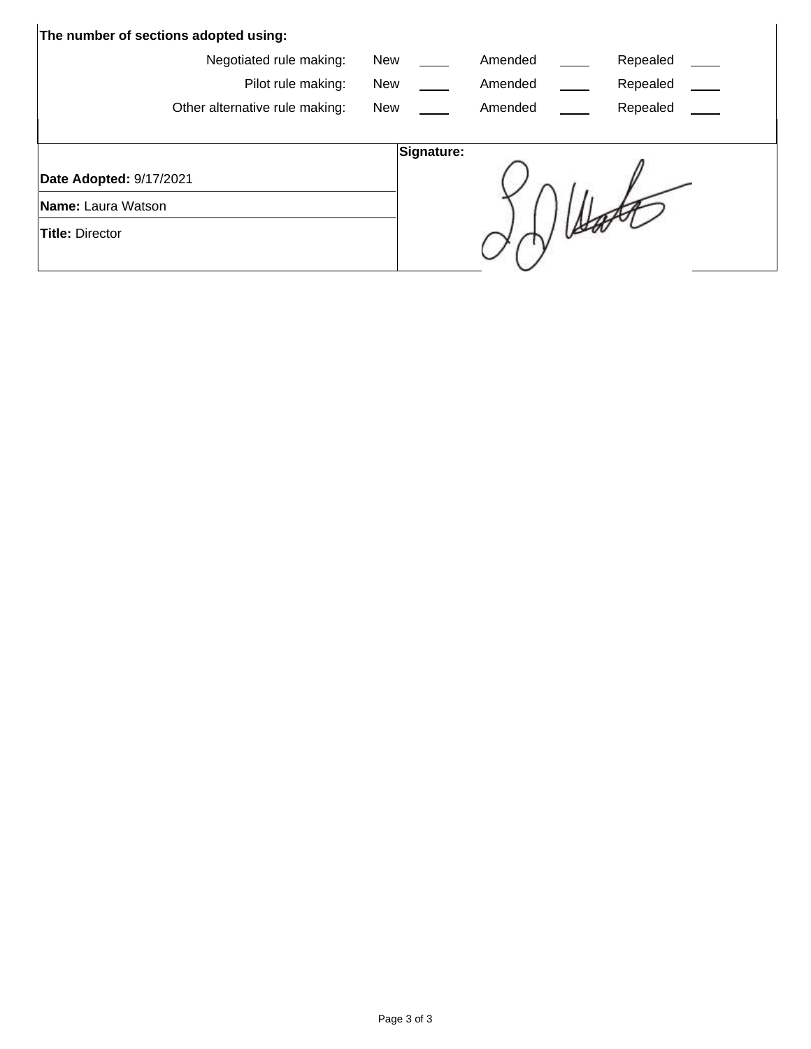**The number of sections adopted using:**

| | | | | | | |
|---|---|---|---|---|---|---|
| Negotiated rule making: | New | | Amended | | Repealed | |
| Pilot rule making: | New | | Amended | | Repealed | |
| Other alternative rule making: | New | | Amended | | Repealed | |

| | |
|---|---|
| **Date Adopted:** 9/17/2021 | **Signature:** |
| **Name:** Laura Watson | |
| **Title:** Director | |